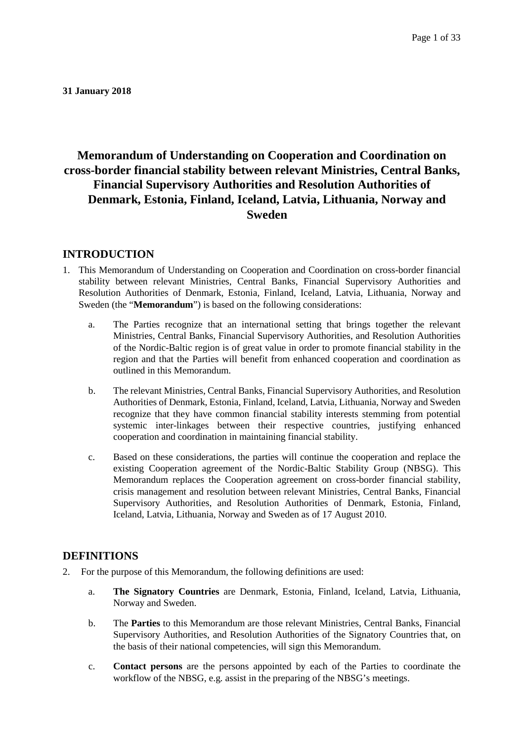**31 January 2018**

# Memorandum of Understanding on Cooperation and Coordination on cross-border financial stability between relevant Ministries, Central Banks, Financial Supervisory Authorities and Resolution Authorities of Denmark, Estonia, Finland, Iceland, Latvia, Lithuania, Norway and Sweden

## INTRODUCTION

1. This Memorandum of Understanding on Cooperation and Coordination on cross-border financial stability between relevant Ministries, Central Banks, Financial Supervisory Authorities and Resolution Authorities of Denmark, Estonia, Finland, Iceland, Latvia, Lithuania, Norway and Sweden (the "**Memorandum**") is based on the following considerations:

   a. The Parties recognize that an international setting that brings together the relevant Ministries, Central Banks, Financial Supervisory Authorities, and Resolution Authorities of the Nordic-Baltic region is of great value in order to promote financial stability in the region and that the Parties will benefit from enhanced cooperation and coordination as outlined in this Memorandum.

   b. The relevant Ministries, Central Banks, Financial Supervisory Authorities, and Resolution Authorities of Denmark, Estonia, Finland, Iceland, Latvia, Lithuania, Norway and Sweden recognize that they have common financial stability interests stemming from potential systemic inter-linkages between their respective countries, justifying enhanced cooperation and coordination in maintaining financial stability.

   c. Based on these considerations, the parties will continue the cooperation and replace the existing Cooperation agreement of the Nordic-Baltic Stability Group (NBSG). This Memorandum replaces the Cooperation agreement on cross-border financial stability, crisis management and resolution between relevant Ministries, Central Banks, Financial Supervisory Authorities, and Resolution Authorities of Denmark, Estonia, Finland, Iceland, Latvia, Lithuania, Norway and Sweden as of 17 August 2010.

## DEFINITIONS

2. For the purpose of this Memorandum, the following definitions are used:

   a. **The Signatory Countries** are Denmark, Estonia, Finland, Iceland, Latvia, Lithuania, Norway and Sweden.

   b. The **Parties** to this Memorandum are those relevant Ministries, Central Banks, Financial Supervisory Authorities, and Resolution Authorities of the Signatory Countries that, on the basis of their national competencies, will sign this Memorandum.

   c. **Contact persons** are the persons appointed by each of the Parties to coordinate the workflow of the NBSG, e.g. assist in the preparing of the NBSG's meetings.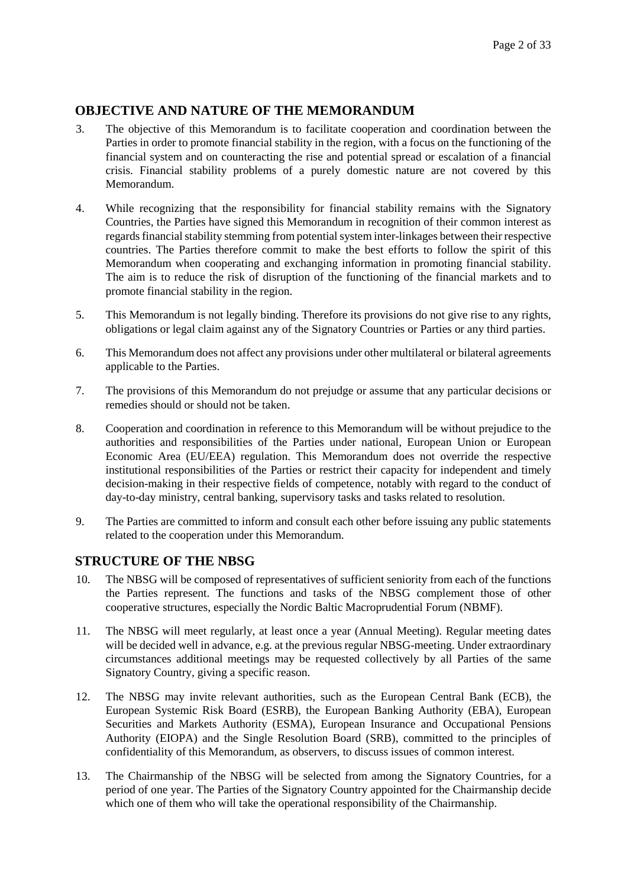## OBJECTIVE AND NATURE OF THE MEMORANDUM

3. The objective of this Memorandum is to facilitate cooperation and coordination between the Parties in order to promote financial stability in the region, with a focus on the functioning of the financial system and on counteracting the rise and potential spread or escalation of a financial crisis. Financial stability problems of a purely domestic nature are not covered by this Memorandum.

4. While recognizing that the responsibility for financial stability remains with the Signatory Countries, the Parties have signed this Memorandum in recognition of their common interest as regards financial stability stemming from potential system inter-linkages between their respective countries. The Parties therefore commit to make the best efforts to follow the spirit of this Memorandum when cooperating and exchanging information in promoting financial stability. The aim is to reduce the risk of disruption of the functioning of the financial markets and to promote financial stability in the region.

5. This Memorandum is not legally binding. Therefore its provisions do not give rise to any rights, obligations or legal claim against any of the Signatory Countries or Parties or any third parties.

6. This Memorandum does not affect any provisions under other multilateral or bilateral agreements applicable to the Parties.

7. The provisions of this Memorandum do not prejudge or assume that any particular decisions or remedies should or should not be taken.

8. Cooperation and coordination in reference to this Memorandum will be without prejudice to the authorities and responsibilities of the Parties under national, European Union or European Economic Area (EU/EEA) regulation. This Memorandum does not override the respective institutional responsibilities of the Parties or restrict their capacity for independent and timely decision-making in their respective fields of competence, notably with regard to the conduct of day-to-day ministry, central banking, supervisory tasks and tasks related to resolution.

9. The Parties are committed to inform and consult each other before issuing any public statements related to the cooperation under this Memorandum.

## STRUCTURE OF THE NBSG

10. The NBSG will be composed of representatives of sufficient seniority from each of the functions the Parties represent. The functions and tasks of the NBSG complement those of other cooperative structures, especially the Nordic Baltic Macroprudential Forum (NBMF).

11. The NBSG will meet regularly, at least once a year (Annual Meeting). Regular meeting dates will be decided well in advance, e.g. at the previous regular NBSG-meeting. Under extraordinary circumstances additional meetings may be requested collectively by all Parties of the same Signatory Country, giving a specific reason.

12. The NBSG may invite relevant authorities, such as the European Central Bank (ECB), the European Systemic Risk Board (ESRB), the European Banking Authority (EBA), European Securities and Markets Authority (ESMA), European Insurance and Occupational Pensions Authority (EIOPA) and the Single Resolution Board (SRB), committed to the principles of confidentiality of this Memorandum, as observers, to discuss issues of common interest.

13. The Chairmanship of the NBSG will be selected from among the Signatory Countries, for a period of one year. The Parties of the Signatory Country appointed for the Chairmanship decide which one of them who will take the operational responsibility of the Chairmanship.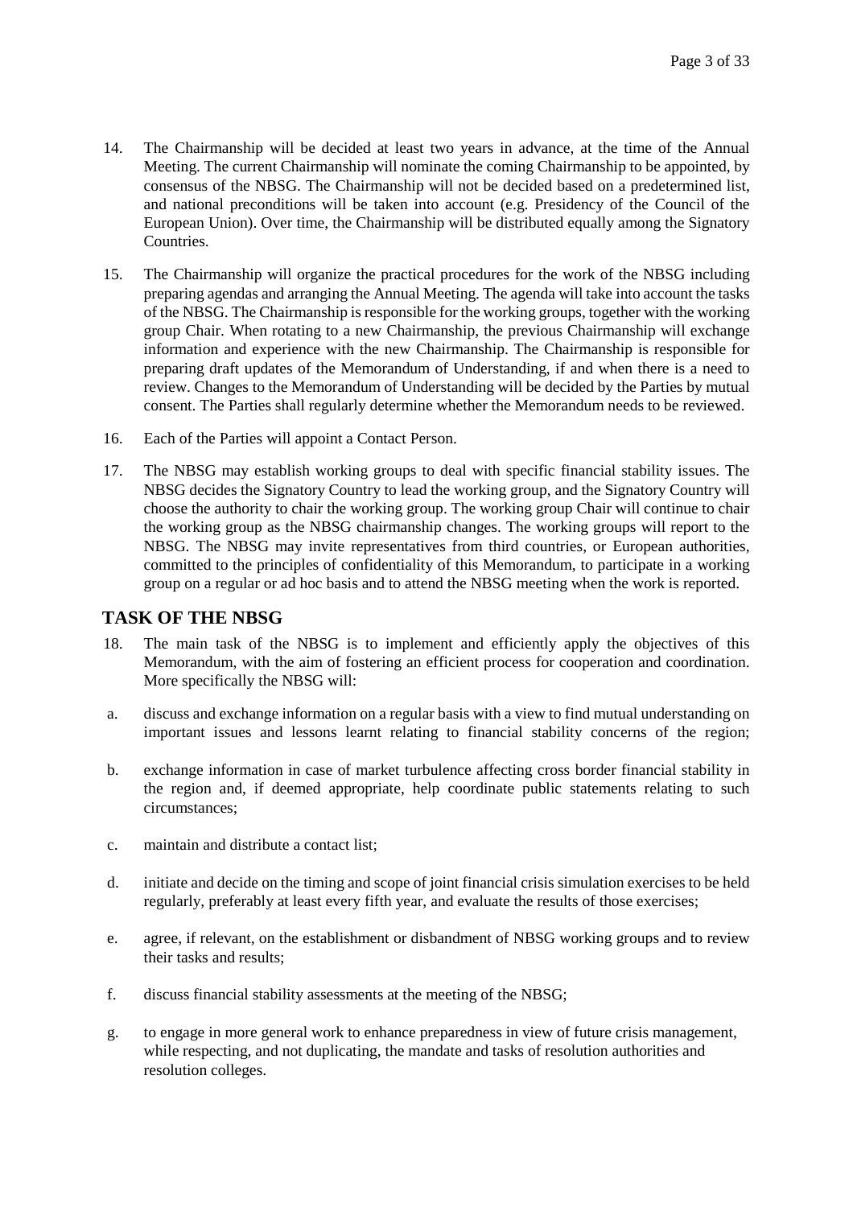14. The Chairmanship will be decided at least two years in advance, at the time of the Annual Meeting. The current Chairmanship will nominate the coming Chairmanship to be appointed, by consensus of the NBSG. The Chairmanship will not be decided based on a predetermined list, and national preconditions will be taken into account (e.g. Presidency of the Council of the European Union). Over time, the Chairmanship will be distributed equally among the Signatory Countries.

15. The Chairmanship will organize the practical procedures for the work of the NBSG including preparing agendas and arranging the Annual Meeting. The agenda will take into account the tasks of the NBSG. The Chairmanship is responsible for the working groups, together with the working group Chair. When rotating to a new Chairmanship, the previous Chairmanship will exchange information and experience with the new Chairmanship. The Chairmanship is responsible for preparing draft updates of the Memorandum of Understanding, if and when there is a need to review. Changes to the Memorandum of Understanding will be decided by the Parties by mutual consent. The Parties shall regularly determine whether the Memorandum needs to be reviewed.

16. Each of the Parties will appoint a Contact Person.

17. The NBSG may establish working groups to deal with specific financial stability issues. The NBSG decides the Signatory Country to lead the working group, and the Signatory Country will choose the authority to chair the working group. The working group Chair will continue to chair the working group as the NBSG chairmanship changes. The working groups will report to the NBSG. The NBSG may invite representatives from third countries, or European authorities, committed to the principles of confidentiality of this Memorandum, to participate in a working group on a regular or ad hoc basis and to attend the NBSG meeting when the work is reported.

## TASK OF THE NBSG

18. The main task of the NBSG is to implement and efficiently apply the objectives of this Memorandum, with the aim of fostering an efficient process for cooperation and coordination. More specifically the NBSG will:

a. discuss and exchange information on a regular basis with a view to find mutual understanding on important issues and lessons learnt relating to financial stability concerns of the region;

b. exchange information in case of market turbulence affecting cross border financial stability in the region and, if deemed appropriate, help coordinate public statements relating to such circumstances;

c. maintain and distribute a contact list;

d. initiate and decide on the timing and scope of joint financial crisis simulation exercises to be held regularly, preferably at least every fifth year, and evaluate the results of those exercises;

e. agree, if relevant, on the establishment or disbandment of NBSG working groups and to review their tasks and results;

f. discuss financial stability assessments at the meeting of the NBSG;

g. to engage in more general work to enhance preparedness in view of future crisis management, while respecting, and not duplicating, the mandate and tasks of resolution authorities and resolution colleges.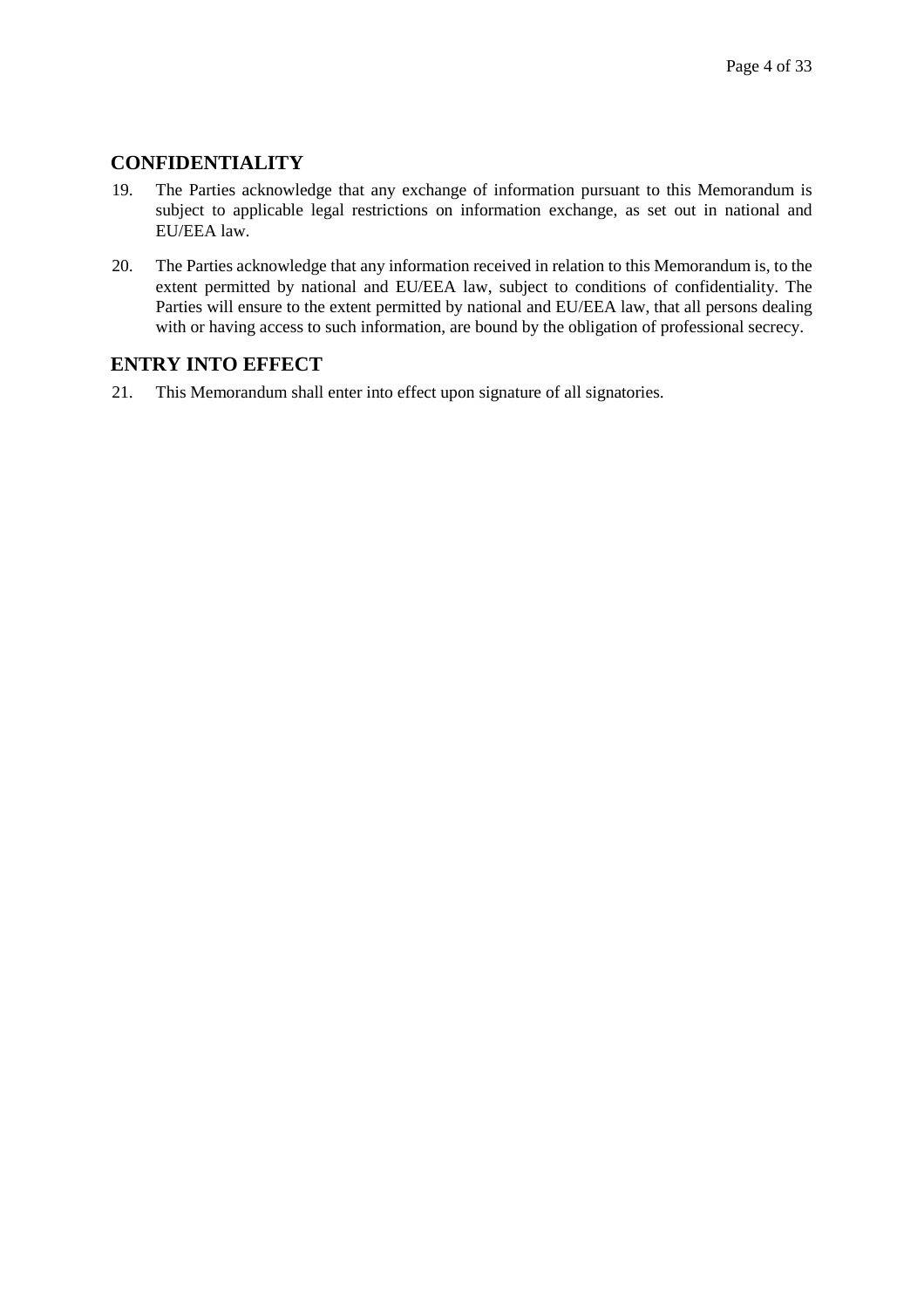## CONFIDENTIALITY

19. The Parties acknowledge that any exchange of information pursuant to this Memorandum is subject to applicable legal restrictions on information exchange, as set out in national and EU/EEA law.

20. The Parties acknowledge that any information received in relation to this Memorandum is, to the extent permitted by national and EU/EEA law, subject to conditions of confidentiality. The Parties will ensure to the extent permitted by national and EU/EEA law, that all persons dealing with or having access to such information, are bound by the obligation of professional secrecy.

## ENTRY INTO EFFECT

21. This Memorandum shall enter into effect upon signature of all signatories.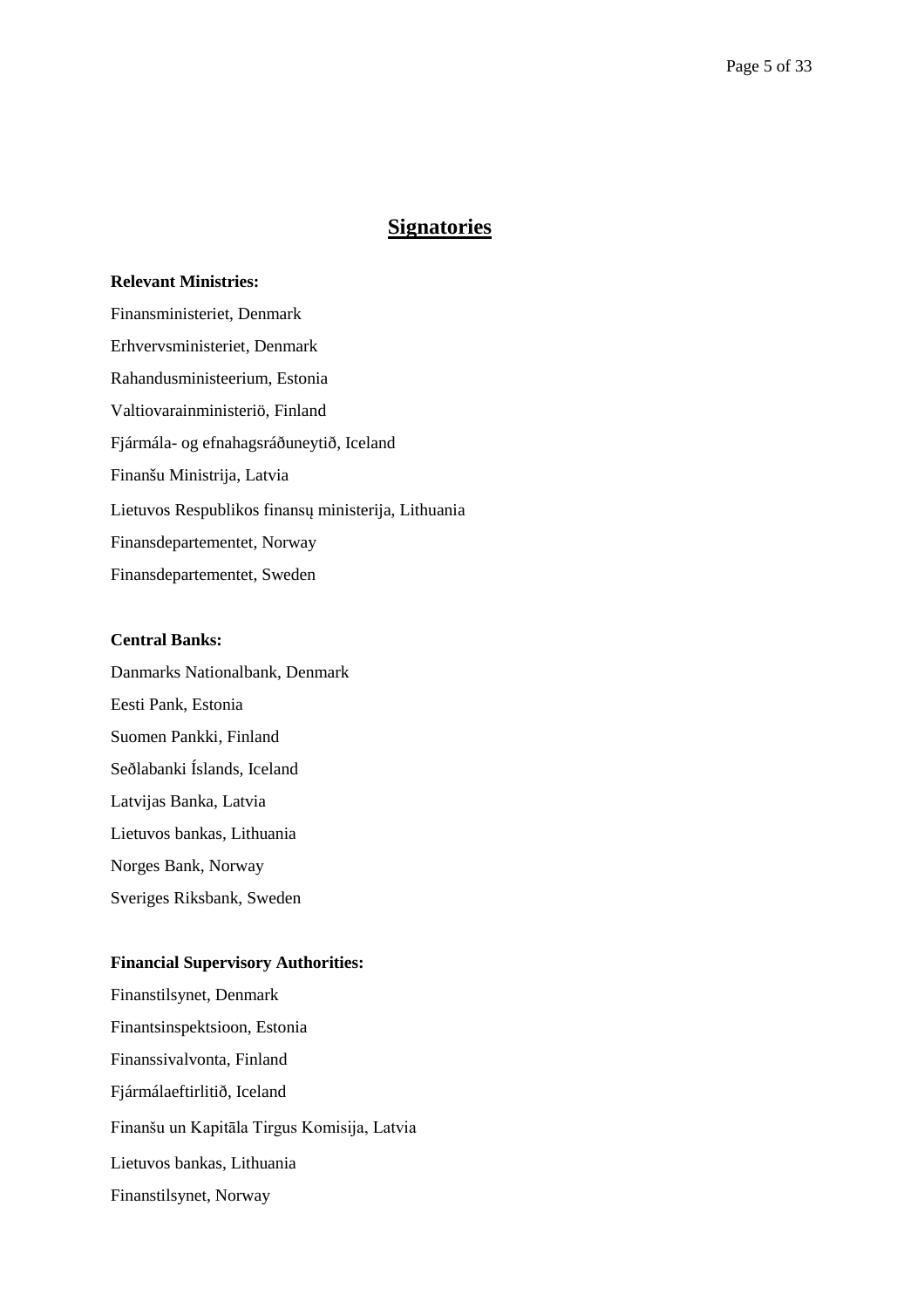## Signatories

**Relevant Ministries:**

Finansministeriet, Denmark

Erhvervsministeriet, Denmark

Rahandusministeerium, Estonia

Valtiovarainministeriö, Finland

Fjármála- og efnahagsráðuneytið, Iceland

Finanšu Ministrija, Latvia

Lietuvos Respublikos finansų ministerija, Lithuania

Finansdepartementet, Norway

Finansdepartementet, Sweden

**Central Banks:**

Danmarks Nationalbank, Denmark

Eesti Pank, Estonia

Suomen Pankki, Finland

Seðlabanki Íslands, Iceland

Latvijas Banka, Latvia

Lietuvos bankas, Lithuania

Norges Bank, Norway

Sveriges Riksbank, Sweden

**Financial Supervisory Authorities:**

Finanstilsynet, Denmark

Finantsinspektsioon, Estonia

Finanssivalvonta, Finland

Fjármálaeftirlitið, Iceland

Finanšu un Kapitāla Tirgus Komisija, Latvia

Lietuvos bankas, Lithuania

Finanstilsynet, Norway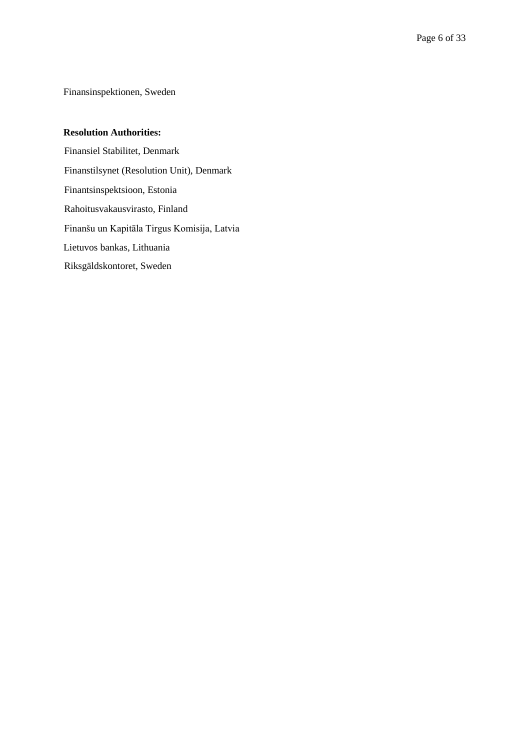Finansinspektionen, Sweden

**Resolution Authorities:**

Finansiel Stabilitet, Denmark

Finanstilsynet (Resolution Unit), Denmark

Finantsinspektsioon, Estonia

Rahoitusvakausvirasto, Finland

Finanšu un Kapitāla Tirgus Komisija, Latvia

Lietuvos bankas, Lithuania

Riksgäldskontoret, Sweden